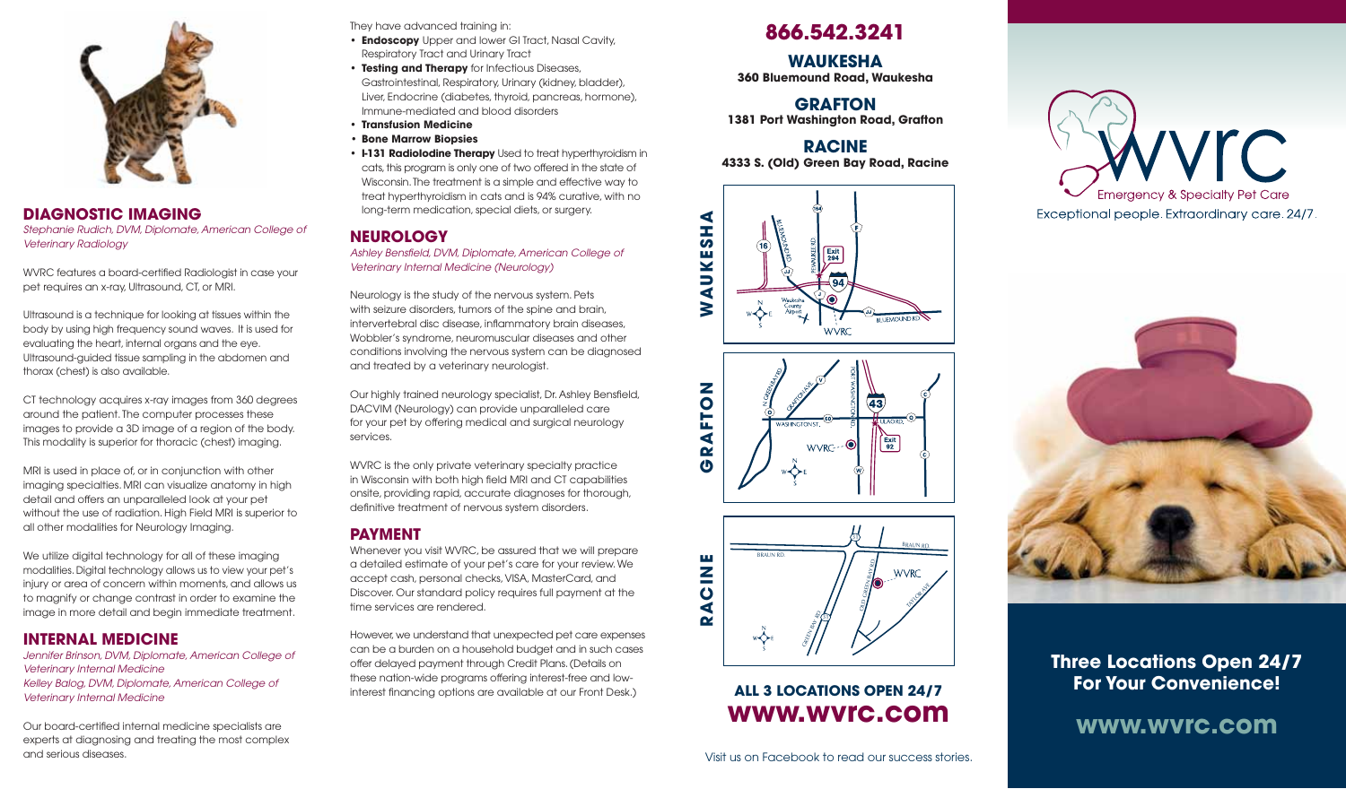## DIAGNOSTIC IMAGING

*Stephanie Rudich, DVM, Diplomate, American College of Veterinary Radiology*

WVRC features a board-certified Radiologist in case your pet requires an x-ray, Ultrasound, CT, or MRI.

Ultrasound is a technique for looking at tissues within the body by using high frequency sound waves. It is used for evaluating the heart, internal organs and the eye. Ultrasound-guided tissue sampling in the abdomen and thorax (chest) is also available.

CT technology acquires x-ray images from 360 degrees around the patient. The computer processes these images to provide a 3D image of a region of the body. This modality is superior for thoracic (chest) imaging.

MRI is used in place of, or in conjunction with other imaging specialties. MRI can visualize anatomy in high detail and offers an unparalleled look at your pet without the use of radiation. High Field MRI is superior to all other modalities for Neurology Imaging.

We utilize digital technology for all of these imaging modalities. Digital technology allows us to view your pet's injury or area of concern within moments, and allows us to magnify or change contrast in order to examine the image in more detail and begin immediate treatment.

## INTERNAL MEDICINE

*Jennifer Brinson, DVM, Diplomate, American College of Veterinary Internal Medicine*
*Kelley Balog, DVM, Diplomate, American College of Veterinary Internal Medicine*

Our board-certified internal medicine specialists are experts at diagnosing and treating the most complex and serious diseases.

They have advanced training in:

- **Endoscopy** Upper and lower GI Tract, Nasal Cavity, Respiratory Tract and Urinary Tract
- **Testing and Therapy** for Infectious Diseases, Gastrointestinal, Respiratory, Urinary (kidney, bladder), Liver, Endocrine (diabetes, thyroid, pancreas, hormone), Immune-mediated and blood disorders
- **Transfusion Medicine**
- **Bone Marrow Biopsies**
- **I-131 Radioiodine Therapy** Used to treat hyperthyroidism in cats, this program is only one of two offered in the state of Wisconsin. The treatment is a simple and effective way to treat hyperthyroidism in cats and is 94% curative, with no long-term medication, special diets, or surgery.

## NEUROLOGY

*Ashley Bensfield, DVM, Diplomate, American College of Veterinary Internal Medicine (Neurology)*

Neurology is the study of the nervous system. Pets with seizure disorders, tumors of the spine and brain, intervertebral disc disease, inflammatory brain diseases, Wobbler's syndrome, neuromuscular diseases and other conditions involving the nervous system can be diagnosed and treated by a veterinary neurologist.

Our highly trained neurology specialist, Dr. Ashley Bensfield, DACVIM (Neurology) can provide unparalleled care for your pet by offering medical and surgical neurology services.

WVRC is the only private veterinary specialty practice in Wisconsin with both high field MRI and CT capabilities onsite, providing rapid, accurate diagnoses for thorough, definitive treatment of nervous system disorders.

## PAYMENT

Whenever you visit WVRC, be assured that we will prepare a detailed estimate of your pet's care for your review. We accept cash, personal checks, VISA, MasterCard, and Discover. Our standard policy requires full payment at the time services are rendered.

However, we understand that unexpected pet care expenses can be a burden on a household budget and in such cases offer delayed payment through Credit Plans. (Details on these nation-wide programs offering interest-free and low-interest financing options are available at our Front Desk.)

# 866.542.3241

**WAUKESHA**
**360 Bluemound Road, Waukesha**

**GRAFTON**
**1381 Port Washington Road, Grafton**

**RACINE**
**4333 S. (Old) Green Bay Road, Racine**

**ALL 3 LOCATIONS OPEN 24/7**
**www.wvrc.com**

Visit us on Facebook to read our success stories.

# wvrc

Emergency & Specialty Pet Care

Exceptional people. Extraordinary care. 24/7.

**Three Locations Open 24/7 For Your Convenience!**

**www.wvrc.com**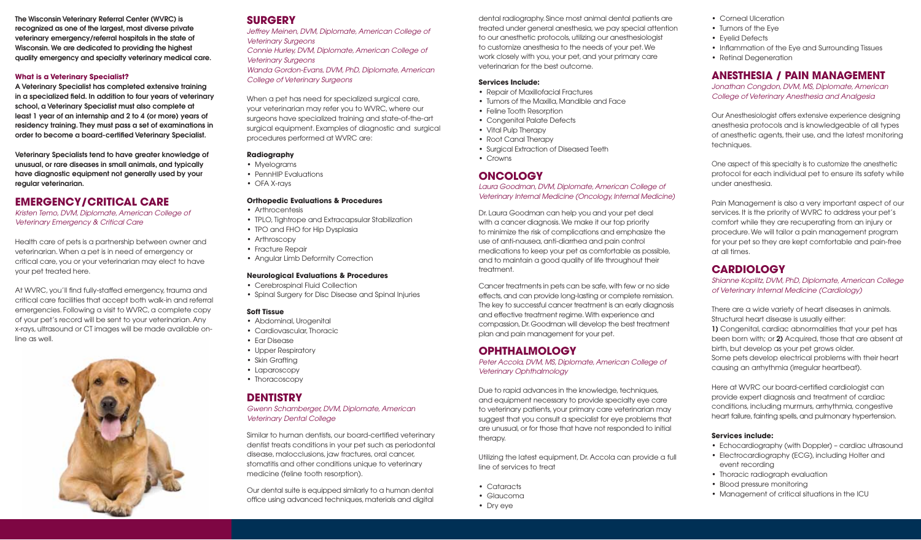**The Wisconsin Veterinary Referral Center (WVRC) is recognized as one of the largest, most diverse private veterinary emergency/referral hospitals in the state of Wisconsin. We are dedicated to providing the highest quality emergency and specialty veterinary medical care.**

**What is a Veterinary Specialist?**

**A Veterinary Specialist has completed extensive training in a specialized field. In addition to four years of veterinary school, a Veterinary Specialist must also complete at least 1 year of an internship and 2 to 4 (or more) years of residency training. They must pass a set of examinations in order to become a board-certified Veterinary Specialist.**

**Veterinary Specialists tend to have greater knowledge of unusual, or rare diseases in small animals, and typically have diagnostic equipment not generally used by your regular veterinarian.**

## EMERGENCY/CRITICAL CARE

*Kristen Temo, DVM, Diplomate, American College of Veterinary Emergency & Critical Care*

Health care of pets is a partnership between owner and veterinarian. When a pet is in need of emergency or critical care, you or your veterinarian may elect to have your pet treated here.

At WVRC, you'll find fully-staffed emergency, trauma and critical care facilities that accept both walk-in and referral emergencies. Following a visit to WVRC, a complete copy of your pet's record will be sent to your veterinarian. Any x-rays, ultrasound or CT images will be made available on-line as well.

## SURGERY

*Jeffrey Meinen, DVM, Diplomate, American College of Veterinary Surgeons*
*Connie Hurley, DVM, Diplomate, American College of Veterinary Surgeons*
*Wanda Gordon-Evans, DVM, PhD, Diplomate, American College of Veterinary Surgeons*

When a pet has need for specialized surgical care, your veterinarian may refer you to WVRC, where our surgeons have specialized training and state-of-the-art surgical equipment. Examples of diagnostic and surgical procedures performed at WVRC are:

**Radiography**

- Myelograms
- PennHIP Evaluations
- OFA X-rays

**Orthopedic Evaluations & Procedures**

- Arthrocentesis
- TPLO, Tightrope and Extracapsular Stabilization
- TPO and FHO for Hip Dysplasia
- Arthroscopy
- Fracture Repair
- Angular Limb Deformity Correction

**Neurological Evaluations & Procedures**

- Cerebrospinal Fluid Collection
- Spinal Surgery for Disc Disease and Spinal Injuries

**Soft Tissue**

- Abdominal, Urogenital
- Cardiovascular, Thoracic
- Ear Disease
- Upper Respiratory
- Skin Grafting
- Laparoscopy
- Thoracoscopy

## DENTISTRY

*Gwenn Schamberger, DVM, Diplomate, American Veterinary Dental College*

Similar to human dentists, our board-certified veterinary dentist treats conditions in your pet such as periodontal disease, malocclusions, jaw fractures, oral cancer, stomatitis and other conditions unique to veterinary medicine (feline tooth resorption).

Our dental suite is equipped similarly to a human dental office using advanced techniques, materials and digital dental radiography. Since most animal dental patients are treated under general anesthesia, we pay special attention to our anesthetic protocols, utilizing our anesthesiologist to customize anesthesia to the needs of your pet. We work closely with you, your pet, and your primary care veterinarian for the best outcome.

**Services Include:**

- Repair of Maxillofacial Fractures
- Tumors of the Maxilla, Mandible and Face
- Feline Tooth Resorption
- Congenital Palate Defects
- Vital Pulp Therapy
- Root Canal Therapy
- Surgical Extraction of Diseased Teeth
- Crowns

## ONCOLOGY

*Laura Goodman, DVM, Diplomate, American College of Veterinary Internal Medicine (Oncology, Internal Medicine)*

Dr. Laura Goodman can help you and your pet deal with a cancer diagnosis. We make it our top priority to minimize the risk of complications and emphasize the use of anti-nausea, anti-diarrhea and pain control medications to keep your pet as comfortable as possible, and to maintain a good quality of life throughout their treatment.

Cancer treatments in pets can be safe, with few or no side effects, and can provide long-lasting or complete remission. The key to successful cancer treatment is an early diagnosis and effective treatment regime. With experience and compassion, Dr. Goodman will develop the best treatment plan and pain management for your pet.

## OPHTHALMOLOGY

*Peter Accola, DVM, MS, Diplomate, American College of Veterinary Ophthalmology*

Due to rapid advances in the knowledge, techniques, and equipment necessary to provide specialty eye care to veterinary patients, your primary care veterinarian may suggest that you consult a specialist for eye problems that are unusual, or for those that have not responded to initial therapy.

Utilizing the latest equipment, Dr. Accola can provide a full line of services to treat

- Cataracts
- Glaucoma
- Dry eye
- Corneal Ulceration
- Tumors of the Eye
- Eyelid Defects
- Inflammation of the Eye and Surrounding Tissues
- Retinal Degeneration

## ANESTHESIA / PAIN MANAGEMENT

*Jonathan Congdon, DVM, MS, Diplomate, American College of Veterinary Anesthesia and Analgesia*

Our Anesthesiologist offers extensive experience designing anesthesia protocols and is knowledgeable of all types of anesthetic agents, their use, and the latest monitoring techniques.

One aspect of this specialty is to customize the anesthetic protocol for each individual pet to ensure its safety while under anesthesia.

Pain Management is also a very important aspect of our services. It is the priority of WVRC to address your pet's comfort while they are recuperating from an injury or procedure. We will tailor a pain management program for your pet so they are kept comfortable and pain-free at all times.

## CARDIOLOGY

*Shianne Koplitz, DVM, PhD, Diplomate, American College of Veterinary Internal Medicine (Cardiology)*

There are a wide variety of heart diseases in animals. Structural heart disease is usually either:
**1)** Congenital, cardiac abnormalities that your pet has been born with; or **2)** Acquired, those that are absent at birth, but develop as your pet grows older.
Some pets develop electrical problems with their heart causing an arrhythmia (irregular heartbeat).

Here at WVRC our board-certified cardiologist can provide expert diagnosis and treatment of cardiac conditions, including murmurs, arrhythmia, congestive heart failure, fainting spells, and pulmonary hypertension.

**Services include:**

- Echocardiography (with Doppler) – cardiac ultrasound
- Electrocardiography (ECG), including Holter and event recording
- Thoracic radiograph evaluation
- Blood pressure monitoring
- Management of critical situations in the ICU